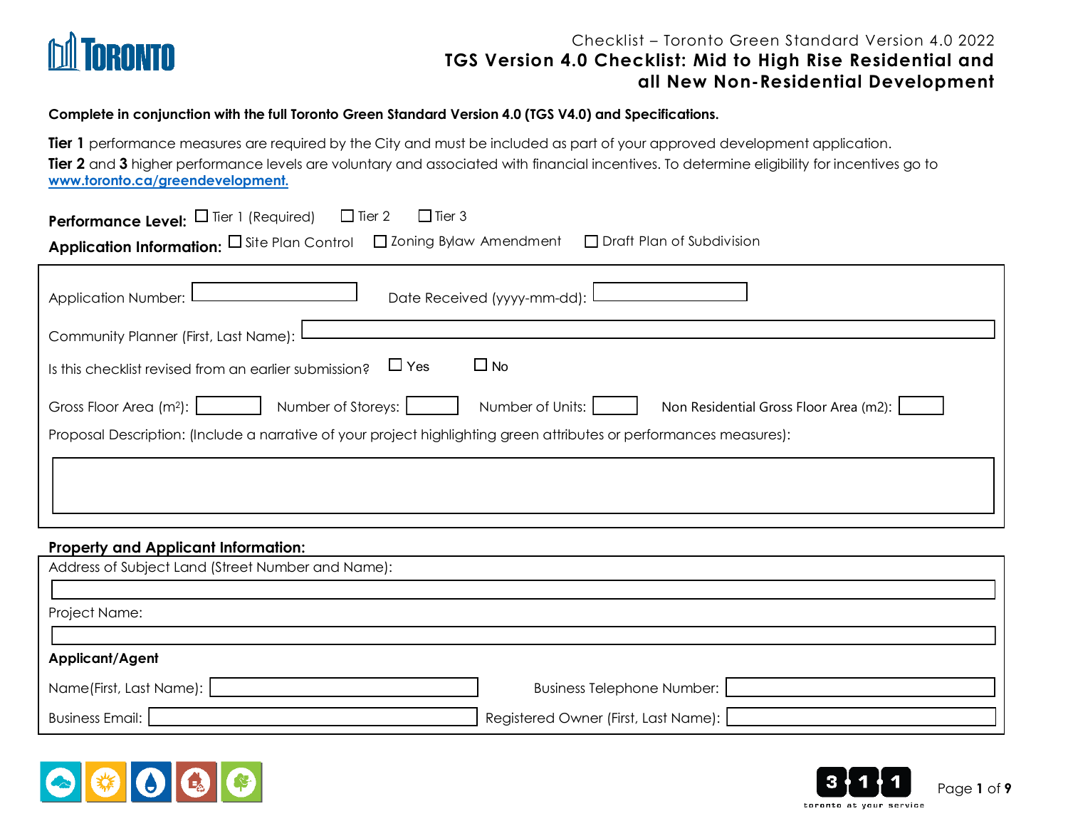Checklist – Toronto Green Standard Version 4.0 2022

# TGS Version 4.0 Checklist: Mid to High Rise Residential and all New Non-Residential Development

**Complete in conjunction with the full Toronto Green Standard Version 4.0 (TGS V4.0) and Specifications.**

**Tier 1** performance measures are required by the City and must be included as part of your approved development application.

**Tier 2** and **3** higher performance levels are voluntary and associated with financial incentives. To determine eligibility for incentives go to www.toronto.ca/greendevelopment.

**Performance Level:** ☐ Tier 1 (Required) ☐ Tier 2 ☐ Tier 3

**Application Information:** ☐ Site Plan Control ☐ Zoning Bylaw Amendment ☐ Draft Plan of Subdivision

Application Number: ______ Date Received (yyyy-mm-dd): ______

Community Planner (First, Last Name): ______

Is this checklist revised from an earlier submission? ☐ Yes ☐ No

Gross Floor Area (m$^2$): ______ Number of Storeys: ______ Number of Units: ______ Non Residential Gross Floor Area (m2): ______

Proposal Description: (Include a narrative of your project highlighting green attributes or performances measures):

______

**Property and Applicant Information:**

Address of Subject Land (Street Number and Name):

______

Project Name:

______

**Applicant/Agent**

Name(First, Last Name): ______ Business Telephone Number: ______

Business Email: ______ Registered Owner (First, Last Name): ______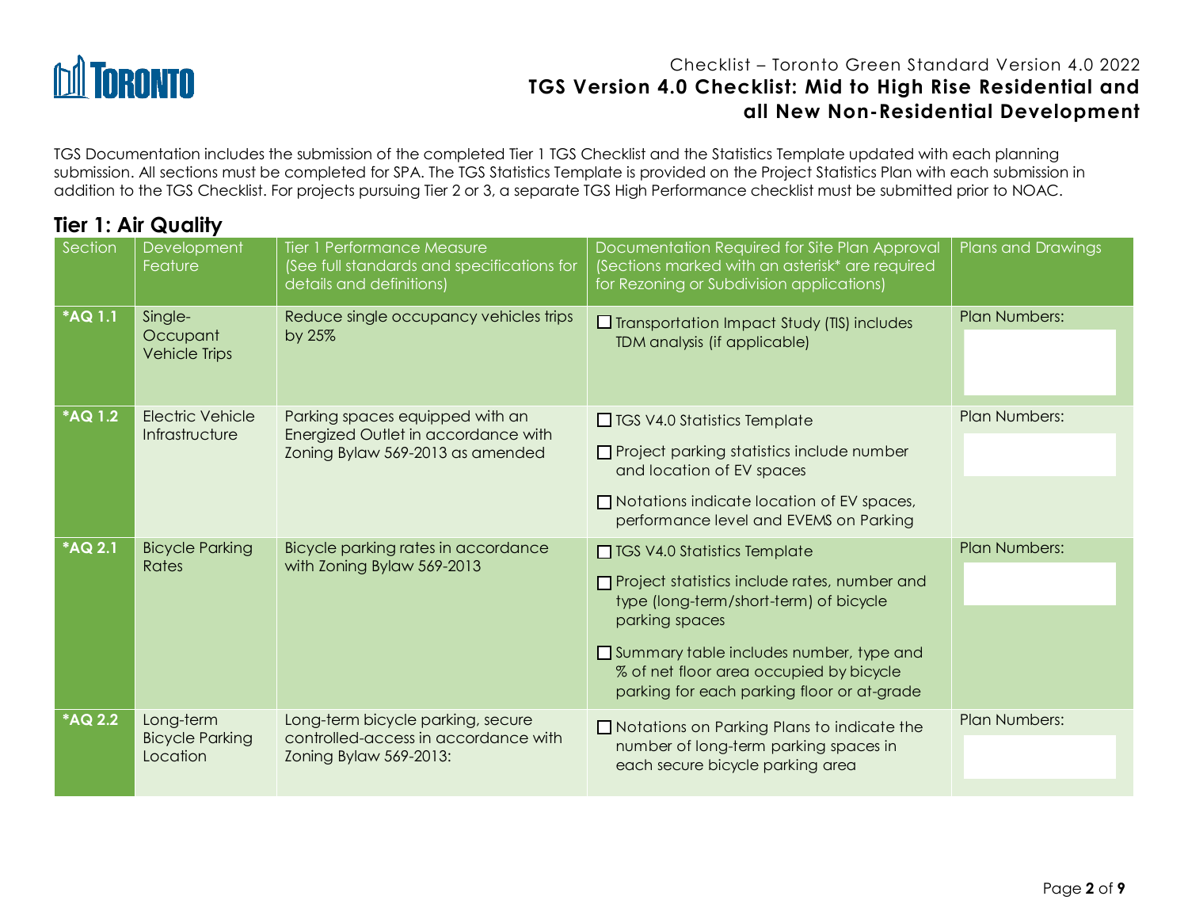TGS Documentation includes the submission of the completed Tier 1 TGS Checklist and the Statistics Template updated with each planning submission. All sections must be completed for SPA. The TGS Statistics Template is provided on the Project Statistics Plan with each submission in addition to the TGS Checklist. For projects pursuing Tier 2 or 3, a separate TGS High Performance checklist must be submitted prior to NOAC.

## Tier 1: Air Quality

| Section | Development Feature | Tier 1 Performance Measure (See full standards and specifications for details and definitions) | Documentation Required for Site Plan Approval (Sections marked with an asterisk* are required for Rezoning or Subdivision applications) | Plans and Drawings |
|---|---|---|---|---|
| **\*AQ 1.1** | Single-Occupant Vehicle Trips | Reduce single occupancy vehicles trips by 25% | ☐ Transportation Impact Study (TIS) includes TDM analysis (if applicable) | Plan Numbers: |
| **\*AQ 1.2** | Electric Vehicle Infrastructure | Parking spaces equipped with an Energized Outlet in accordance with Zoning Bylaw 569-2013 as amended | ☐ TGS V4.0 Statistics Template<br>☐ Project parking statistics include number and location of EV spaces<br>☐ Notations indicate location of EV spaces, performance level and EVEMS on Parking | Plan Numbers: |
| **\*AQ 2.1** | Bicycle Parking Rates | Bicycle parking rates in accordance with Zoning Bylaw 569-2013 | ☐ TGS V4.0 Statistics Template<br>☐ Project statistics include rates, number and type (long-term/short-term) of bicycle parking spaces<br>☐ Summary table includes number, type and % of net floor area occupied by bicycle parking for each parking floor or at-grade | Plan Numbers: |
| **\*AQ 2.2** | Long-term Bicycle Parking Location | Long-term bicycle parking, secure controlled-access in accordance with Zoning Bylaw 569-2013: | ☐ Notations on Parking Plans to indicate the number of long-term parking spaces in each secure bicycle parking area | Plan Numbers: |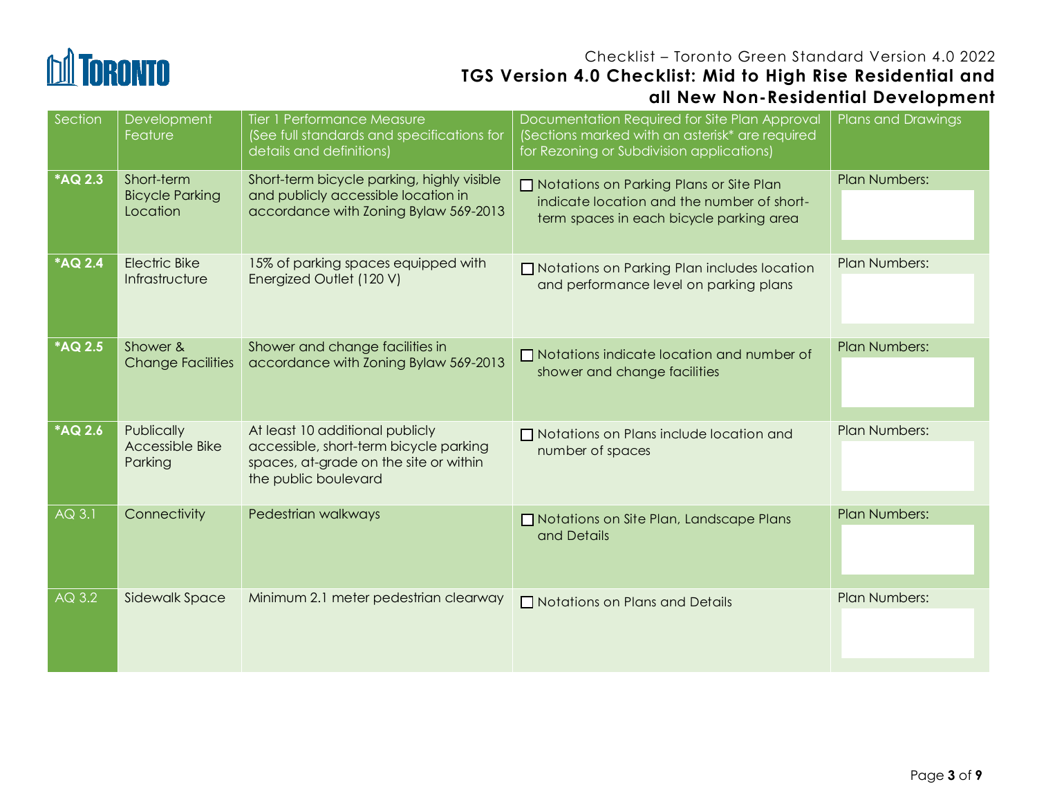# TGS Version 4.0 Checklist: Mid to High Rise Residential and all New Non-Residential Development

| Section | Development Feature | Tier 1 Performance Measure (See full standards and specifications for details and definitions) | Documentation Required for Site Plan Approval (Sections marked with an asterisk* are required for Rezoning or Subdivision applications) | Plans and Drawings |
|---|---|---|---|---|
| **\*AQ 2.3** | Short-term Bicycle Parking Location | Short-term bicycle parking, highly visible and publicly accessible location in accordance with Zoning Bylaw 569-2013 | ☐ Notations on Parking Plans or Site Plan indicate location and the number of short-term spaces in each bicycle parking area | Plan Numbers: |
| **\*AQ 2.4** | Electric Bike Infrastructure | 15% of parking spaces equipped with Energized Outlet (120 V) | ☐ Notations on Parking Plan includes location and performance level on parking plans | Plan Numbers: |
| **\*AQ 2.5** | Shower & Change Facilities | Shower and change facilities in accordance with Zoning Bylaw 569-2013 | ☐ Notations indicate location and number of shower and change facilities | Plan Numbers: |
| **\*AQ 2.6** | Publically Accessible Bike Parking | At least 10 additional publicly accessible, short-term bicycle parking spaces, at-grade on the site or within the public boulevard | ☐ Notations on Plans include location and number of spaces | Plan Numbers: |
| AQ 3.1 | Connectivity | Pedestrian walkways | ☐ Notations on Site Plan, Landscape Plans and Details | Plan Numbers: |
| AQ 3.2 | Sidewalk Space | Minimum 2.1 meter pedestrian clearway | ☐ Notations on Plans and Details | Plan Numbers: |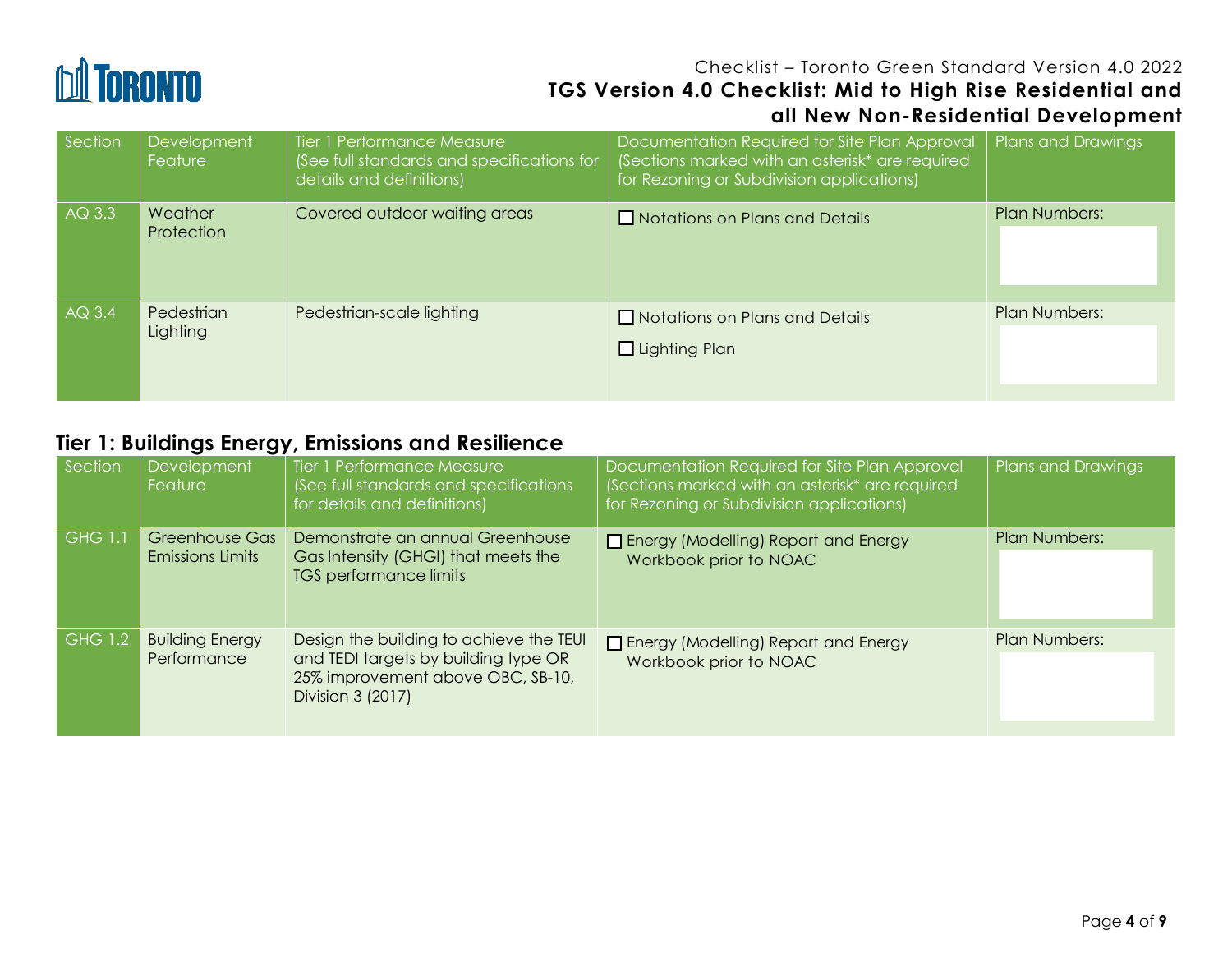| Section | Development Feature | Tier 1 Performance Measure (See full standards and specifications for details and definitions) | Documentation Required for Site Plan Approval (Sections marked with an asterisk* are required for Rezoning or Subdivision applications) | Plans and Drawings |
|---|---|---|---|---|
| AQ 3.3 | Weather Protection | Covered outdoor waiting areas | ☐ Notations on Plans and Details | Plan Numbers: |
| AQ 3.4 | Pedestrian Lighting | Pedestrian-scale lighting | ☐ Notations on Plans and Details<br>☐ Lighting Plan | Plan Numbers: |

## Tier 1: Buildings Energy, Emissions and Resilience

| Section | Development Feature | Tier 1 Performance Measure (See full standards and specifications for details and definitions) | Documentation Required for Site Plan Approval (Sections marked with an asterisk* are required for Rezoning or Subdivision applications) | Plans and Drawings |
|---|---|---|---|---|
| GHG 1.1 | Greenhouse Gas Emissions Limits | Demonstrate an annual Greenhouse Gas Intensity (GHGI) that meets the TGS performance limits | ☐ Energy (Modelling) Report and Energy Workbook prior to NOAC | Plan Numbers: |
| GHG 1.2 | Building Energy Performance | Design the building to achieve the TEUI and TEDI targets by building type OR 25% improvement above OBC, SB-10, Division 3 (2017) | ☐ Energy (Modelling) Report and Energy Workbook prior to NOAC | Plan Numbers: |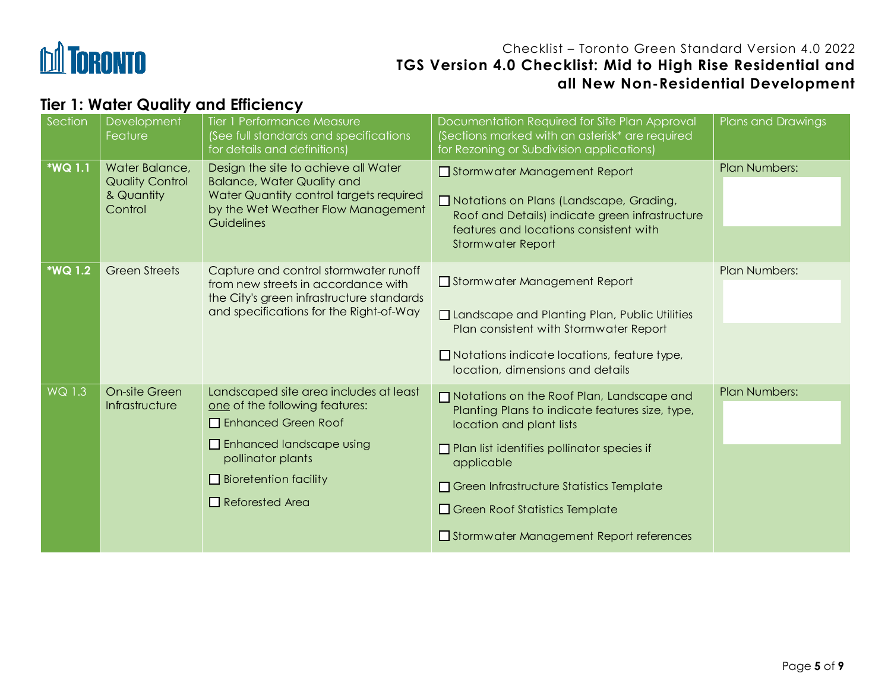Checklist – Toronto Green Standard Version 4.0 2022

**TGS Version 4.0 Checklist: Mid to High Rise Residential and all New Non-Residential Development**

## Tier 1: Water Quality and Efficiency

| Section | Development Feature | Tier 1 Performance Measure (See full standards and specifications for details and definitions) | Documentation Required for Site Plan Approval (Sections marked with an asterisk* are required for Rezoning or Subdivision applications) | Plans and Drawings |
|---|---|---|---|---|
| **\*WQ 1.1** | Water Balance, Quality Control & Quantity Control | Design the site to achieve all Water Balance, Water Quality and Water Quantity control targets required by the Wet Weather Flow Management Guidelines | ☐ Stormwater Management Report<br>☐ Notations on Plans (Landscape, Grading, Roof and Details) indicate green infrastructure features and locations consistent with Stormwater Report | Plan Numbers: |
| **\*WQ 1.2** | Green Streets | Capture and control stormwater runoff from new streets in accordance with the City's green infrastructure standards and specifications for the Right-of-Way | ☐ Stormwater Management Report<br>☐ Landscape and Planting Plan, Public Utilities Plan consistent with Stormwater Report<br>☐ Notations indicate locations, feature type, location, dimensions and details | Plan Numbers: |
| WQ 1.3 | On-site Green Infrastructure | Landscaped site area includes at least <u>one</u> of the following features:<br>☐ Enhanced Green Roof<br>☐ Enhanced landscape using pollinator plants<br>☐ Bioretention facility<br>☐ Reforested Area | ☐ Notations on the Roof Plan, Landscape and Planting Plans to indicate features size, type, location and plant lists<br>☐ Plan list identifies pollinator species if applicable<br>☐ Green Infrastructure Statistics Template<br>☐ Green Roof Statistics Template<br>☐ Stormwater Management Report references | Plan Numbers: |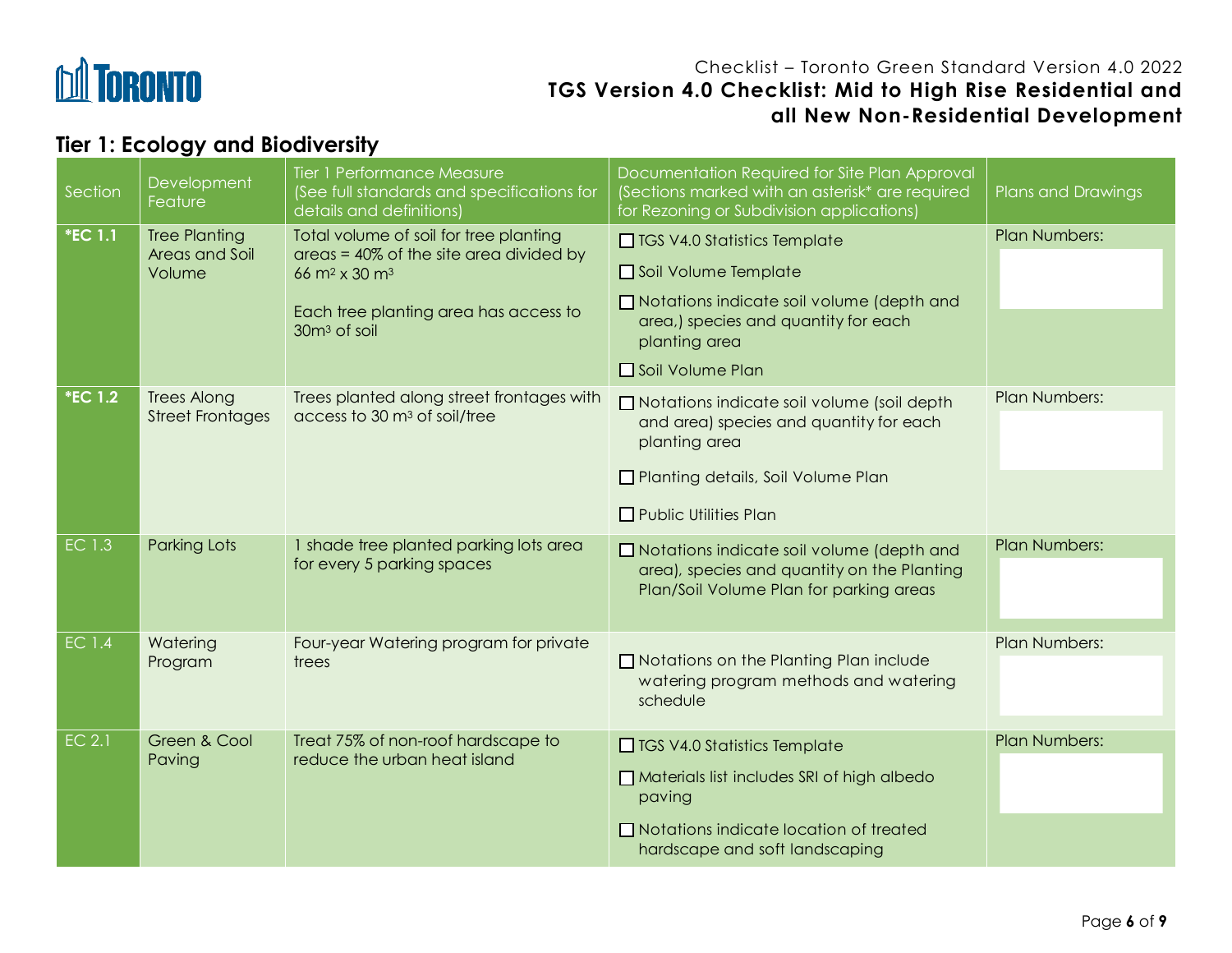Checklist – Toronto Green Standard Version 4.0 2022
**TGS Version 4.0 Checklist: Mid to High Rise Residential and all New Non-Residential Development**

## Tier 1: Ecology and Biodiversity

| Section | Development Feature | Tier 1 Performance Measure (See full standards and specifications for details and definitions) | Documentation Required for Site Plan Approval (Sections marked with an asterisk* are required for Rezoning or Subdivision applications) | Plans and Drawings |
|---|---|---|---|---|
| ***EC 1.1** | Tree Planting Areas and Soil Volume | Total volume of soil for tree planting areas = 40% of the site area divided by 66 $m^2$ x 30 $m^3$<br><br>Each tree planting area has access to 30$m^3$ of soil | ☐ TGS V4.0 Statistics Template<br>☐ Soil Volume Template<br>☐ Notations indicate soil volume (depth and area,) species and quantity for each planting area<br>☐ Soil Volume Plan | Plan Numbers: |
| ***EC 1.2** | Trees Along Street Frontages | Trees planted along street frontages with access to 30 $m^3$ of soil/tree | ☐ Notations indicate soil volume (soil depth and area) species and quantity for each planting area<br>☐ Planting details, Soil Volume Plan<br>☐ Public Utilities Plan | Plan Numbers: |
| EC 1.3 | Parking Lots | 1 shade tree planted parking lots area for every 5 parking spaces | ☐ Notations indicate soil volume (depth and area), species and quantity on the Planting Plan/Soil Volume Plan for parking areas | Plan Numbers: |
| EC 1.4 | Watering Program | Four-year Watering program for private trees | ☐ Notations on the Planting Plan include watering program methods and watering schedule | Plan Numbers: |
| EC 2.1 | Green & Cool Paving | Treat 75% of non-roof hardscape to reduce the urban heat island | ☐ TGS V4.0 Statistics Template<br>☐ Materials list includes SRI of high albedo paving<br>☐ Notations indicate location of treated hardscape and soft landscaping | Plan Numbers: |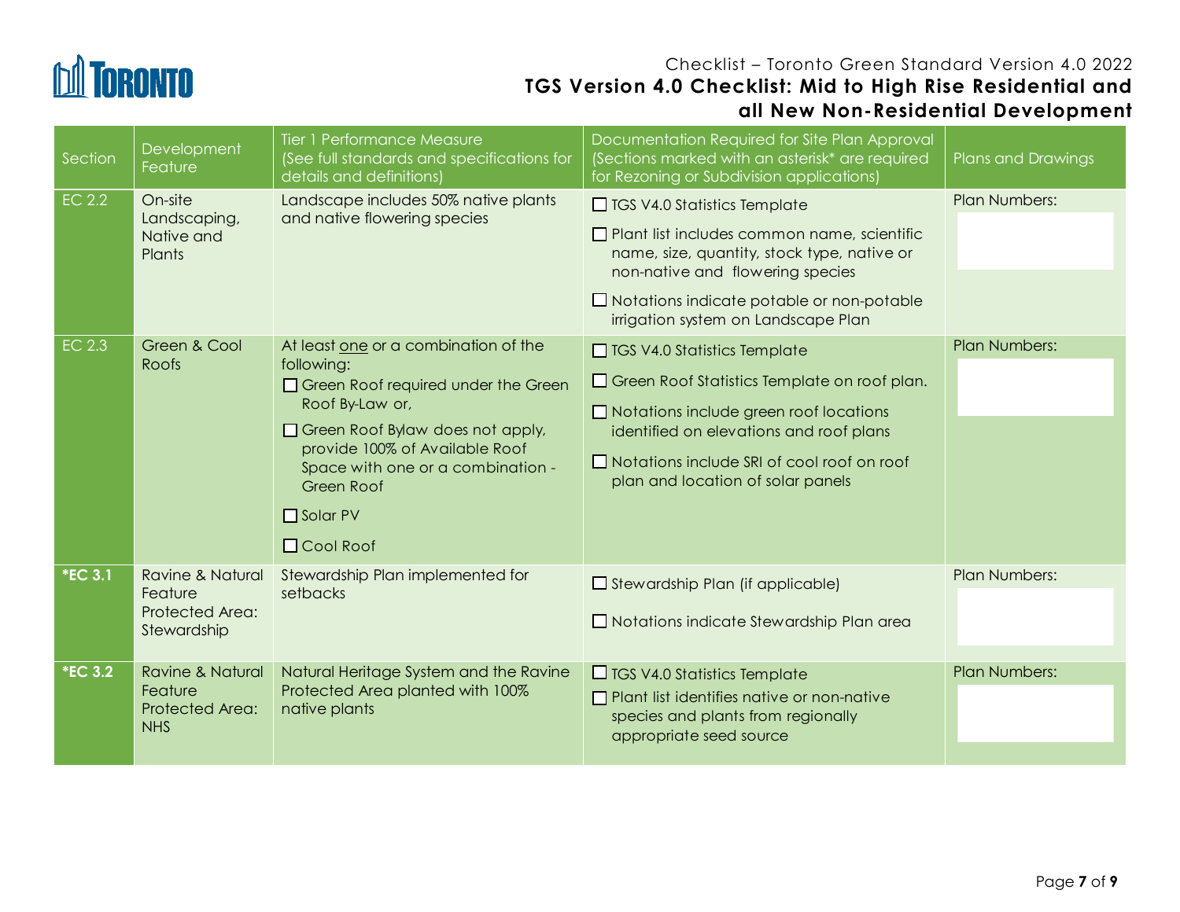Checklist – Toronto Green Standard Version 4.0 2022

# TGS Version 4.0 Checklist: Mid to High Rise Residential and all New Non-Residential Development

| Section | Development Feature | Tier 1 Performance Measure (See full standards and specifications for details and definitions) | Documentation Required for Site Plan Approval (Sections marked with an asterisk* are required for Rezoning or Subdivision applications) | Plans and Drawings |
|---|---|---|---|---|
| EC 2.2 | On-site Landscaping, Native and Plants | Landscape includes 50% native plants and native flowering species | ☐ TGS V4.0 Statistics Template<br>☐ Plant list includes common name, scientific name, size, quantity, stock type, native or non-native and flowering species<br>☐ Notations indicate potable or non-potable irrigation system on Landscape Plan | Plan Numbers: |
| EC 2.3 | Green & Cool Roofs | At least <u>one</u> or a combination of the following:<br>☐ Green Roof required under the Green Roof By-Law or,<br>☐ Green Roof Bylaw does not apply, provide 100% of Available Roof Space with one or a combination - Green Roof<br>☐ Solar PV<br>☐ Cool Roof | ☐ TGS V4.0 Statistics Template<br>☐ Green Roof Statistics Template on roof plan.<br>☐ Notations include green roof locations identified on elevations and roof plans<br>☐ Notations include SRI of cool roof on roof plan and location of solar panels | Plan Numbers: |
| **\*EC 3.1** | Ravine & Natural Feature Protected Area: Stewardship | Stewardship Plan implemented for setbacks | ☐ Stewardship Plan (if applicable)<br>☐ Notations indicate Stewardship Plan area | Plan Numbers: |
| **\*EC 3.2** | Ravine & Natural Feature Protected Area: NHS | Natural Heritage System and the Ravine Protected Area planted with 100% native plants | ☐ TGS V4.0 Statistics Template<br>☐ Plant list identifies native or non-native species and plants from regionally appropriate seed source | Plan Numbers: |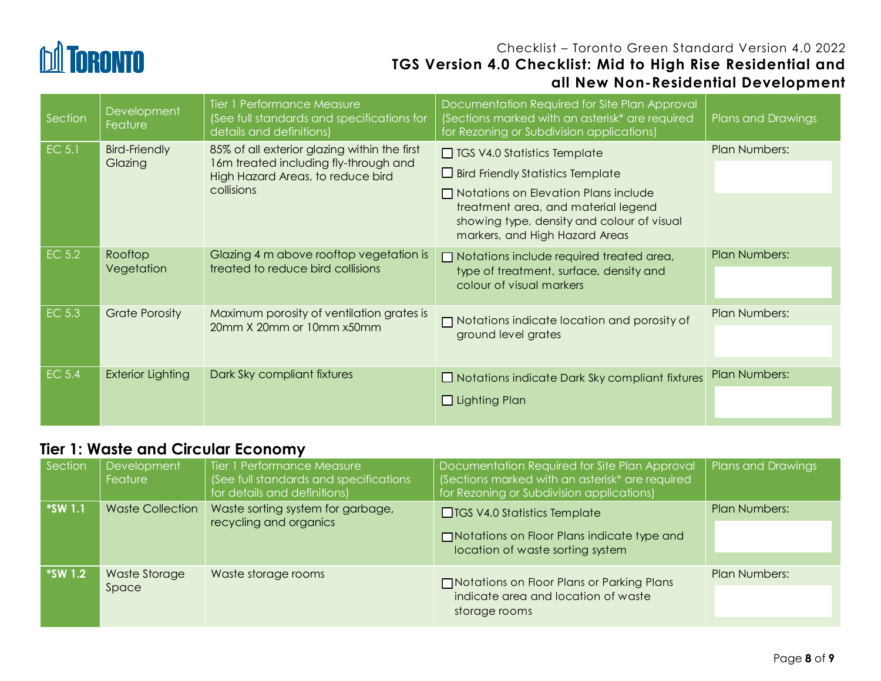# TGS Version 4.0 Checklist: Mid to High Rise Residential and all New Non-Residential Development

| Section | Development Feature | Tier 1 Performance Measure (See full standards and specifications for details and definitions) | Documentation Required for Site Plan Approval (Sections marked with an asterisk* are required for Rezoning or Subdivision applications) | Plans and Drawings |
|---|---|---|---|---|
| EC 5.1 | Bird-Friendly Glazing | 85% of all exterior glazing within the first 16m treated including fly-through and High Hazard Areas, to reduce bird collisions | ☐ TGS V4.0 Statistics Template<br>☐ Bird Friendly Statistics Template<br>☐ Notations on Elevation Plans include treatment area, and material legend showing type, density and colour of visual markers, and High Hazard Areas | Plan Numbers: |
| EC 5.2 | Rooftop Vegetation | Glazing 4 m above rooftop vegetation is treated to reduce bird collisions | ☐ Notations include required treated area, type of treatment, surface, density and colour of visual markers | Plan Numbers: |
| EC 5.3 | Grate Porosity | Maximum porosity of ventilation grates is 20mm X 20mm or 10mm x50mm | ☐ Notations indicate location and porosity of ground level grates | Plan Numbers: |
| EC 5.4 | Exterior Lighting | Dark Sky compliant fixtures | ☐ Notations indicate Dark Sky compliant fixtures<br>☐ Lighting Plan | Plan Numbers: |

## Tier 1: Waste and Circular Economy

| Section | Development Feature | Tier 1 Performance Measure (See full standards and specifications for details and definitions) | Documentation Required for Site Plan Approval (Sections marked with an asterisk* are required for Rezoning or Subdivision applications) | Plans and Drawings |
|---|---|---|---|---|
| *SW 1.1 | Waste Collection | Waste sorting system for garbage, recycling and organics | ☐ TGS V4.0 Statistics Template<br>☐ Notations on Floor Plans indicate type and location of waste sorting system | Plan Numbers: |
| *SW 1.2 | Waste Storage Space | Waste storage rooms | ☐ Notations on Floor Plans or Parking Plans indicate area and location of waste storage rooms | Plan Numbers: |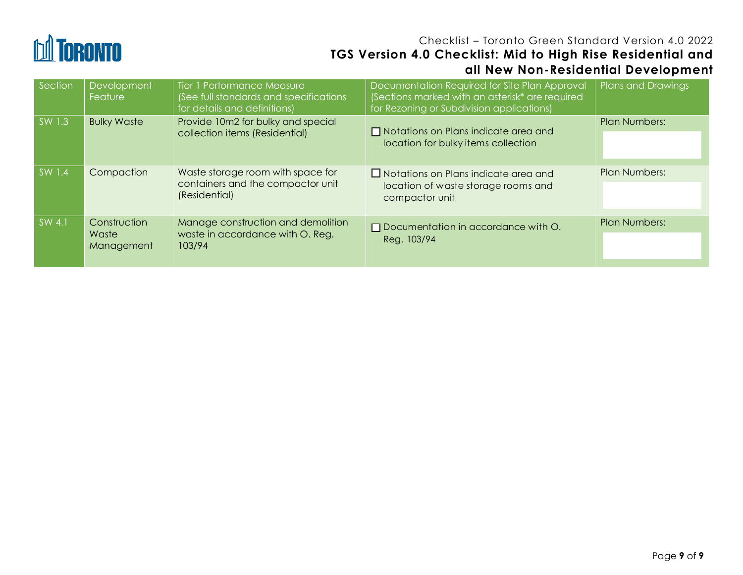| Section | Development Feature | Tier 1 Performance Measure (See full standards and specifications for details and definitions) | Documentation Required for Site Plan Approval (Sections marked with an asterisk* are required for Rezoning or Subdivision applications) | Plans and Drawings |
|---|---|---|---|---|
| SW 1.3 | Bulky Waste | Provide 10m2 for bulky and special collection items (Residential) | ☐ Notations on Plans indicate area and location for bulky items collection | Plan Numbers: |
| SW 1.4 | Compaction | Waste storage room with space for containers and the compactor unit (Residential) | ☐ Notations on Plans indicate area and location of waste storage rooms and compactor unit | Plan Numbers: |
| SW 4.1 | Construction Waste Management | Manage construction and demolition waste in accordance with O. Reg. 103/94 | ☐ Documentation in accordance with O. Reg. 103/94 | Plan Numbers: |